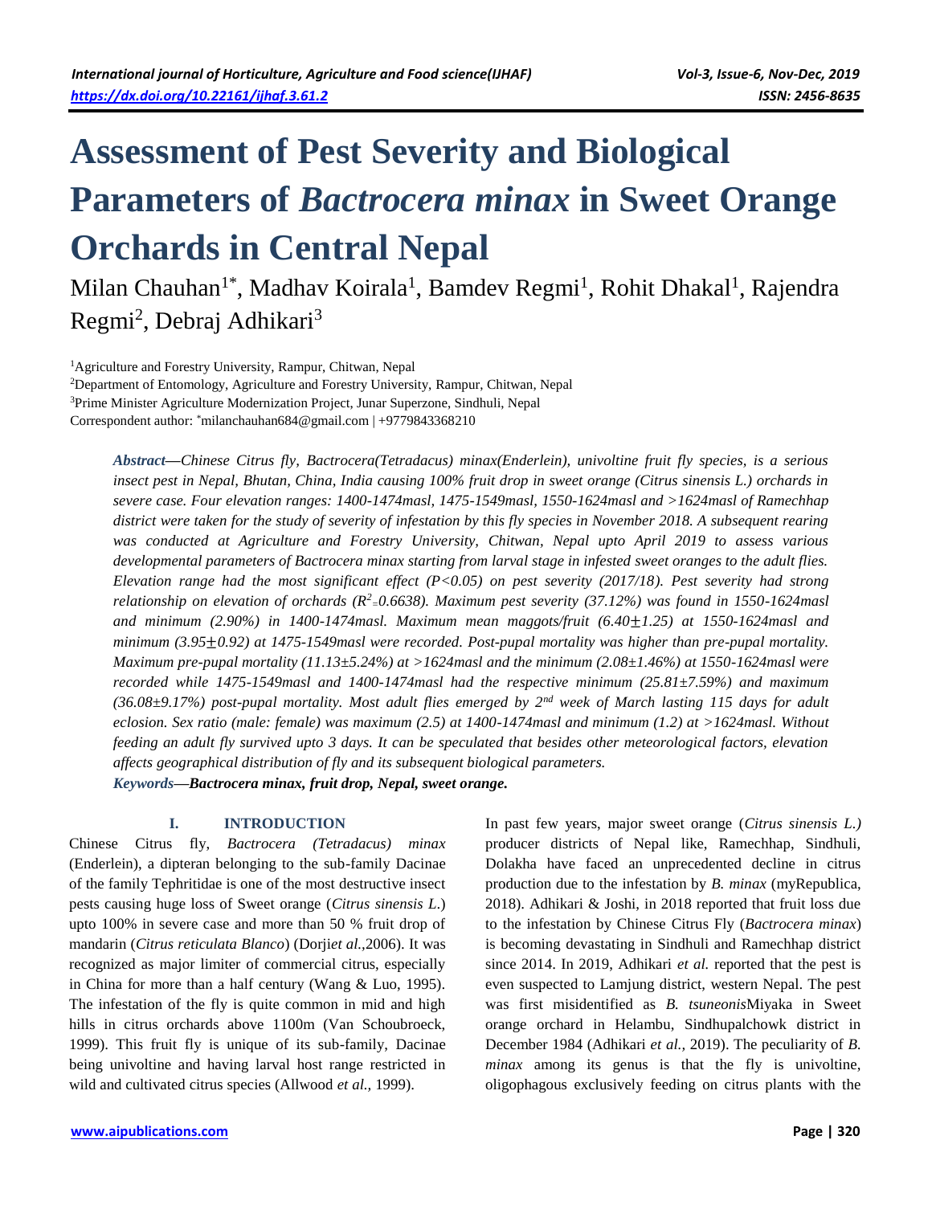# Assessment of Pest Severity and Biological Parameters of *Bactrocera minax* in Sweet Orange Orchards in Central Nepal

Milan Chauhan[1*], Madhav Koirala[1], Bamdev Regmi[1], Rohit Dhakal[1], Rajendra Regmi[2], Debraj Adhikari[3]

[1]Agriculture and Forestry University, Rampur, Chitwan, Nepal

[2]Department of Entomology, Agriculture and Forestry University, Rampur, Chitwan, Nepal

[3]Prime Minister Agriculture Modernization Project, Junar Superzone, Sindhuli, Nepal

Correspondent author: [*]milanchauhan684@gmail.com | +9779843368210

***Abstract*—*Chinese Citrus fly, Bactrocera(Tetradacus) minax(Enderlein), univoltine fruit fly species, is a serious insect pest in Nepal, Bhutan, China, India causing 100% fruit drop in sweet orange (Citrus sinensis L.) orchards in severe case. Four elevation ranges: 1400-1474masl, 1475-1549masl, 1550-1624masl and >1624masl of Ramechhap district were taken for the study of severity of infestation by this fly species in November 2018. A subsequent rearing was conducted at Agriculture and Forestry University, Chitwan, Nepal upto April 2019 to assess various developmental parameters of Bactrocera minax starting from larval stage in infested sweet oranges to the adult flies. Elevation range had the most significant effect ($P<0.05$) on pest severity (2017/18). Pest severity had strong relationship on elevation of orchards ($R^2=0.6638$). Maximum pest severity (37.12%) was found in 1550-1624masl and minimum (2.90%) in 1400-1474masl. Maximum mean maggots/fruit ($6.40\pm1.25$) at 1550-1624masl and minimum ($3.95\pm0.92$) at 1475-1549masl were recorded. Post-pupal mortality was higher than pre-pupal mortality. Maximum pre-pupal mortality ($11.13\pm5.24$%) at >1624masl and the minimum ($2.08\pm1.46$%) at 1550-1624masl were recorded while 1475-1549masl and 1400-1474masl had the respective minimum ($25.81\pm7.59$%) and maximum ($36.08\pm9.17$%) post-pupal mortality. Most adult flies emerged by 2nd week of March lasting 115 days for adult eclosion. Sex ratio (male: female) was maximum (2.5) at 1400-1474masl and minimum (1.2) at >1624masl. Without feeding an adult fly survived upto 3 days. It can be speculated that besides other meteorological factors, elevation affects geographical distribution of fly and its subsequent biological parameters.***

***Keywords*—Bactrocera minax, fruit drop, Nepal, sweet orange.**

## I. INTRODUCTION

Chinese Citrus fly, *Bactrocera (Tetradacus) minax* (Enderlein), a dipteran belonging to the sub-family Dacinae of the family Tephritidae is one of the most destructive insect pests causing huge loss of Sweet orange (*Citrus sinensis L.*) upto 100% in severe case and more than 50 % fruit drop of mandarin (*Citrus reticulata Blanco*) (Dorji*et al.*,2006). It was recognized as major limiter of commercial citrus, especially in China for more than a half century (Wang & Luo, 1995). The infestation of the fly is quite common in mid and high hills in citrus orchards above 1100m (Van Schoubroeck, 1999). This fruit fly is unique of its sub-family, Dacinae being univoltine and having larval host range restricted in wild and cultivated citrus species (Allwood *et al.,* 1999).

In past few years, major sweet orange (*Citrus sinensis L.)* producer districts of Nepal like, Ramechhap, Sindhuli, Dolakha have faced an unprecedented decline in citrus production due to the infestation by *B. minax* (myRepublica, 2018). Adhikari & Joshi, in 2018 reported that fruit loss due to the infestation by Chinese Citrus Fly (*Bactrocera minax*) is becoming devastating in Sindhuli and Ramechhap district since 2014. In 2019, Adhikari *et al.* reported that the pest is even suspected to Lamjung district, western Nepal. The pest was first misidentified as *B. tsuneonis*Miyaka in Sweet orange orchard in Helambu, Sindhupalchowk district in December 1984 (Adhikari *et al.,* 2019). The peculiarity of *B. minax* among its genus is that the fly is univoltine, oligophagous exclusively feeding on citrus plants with the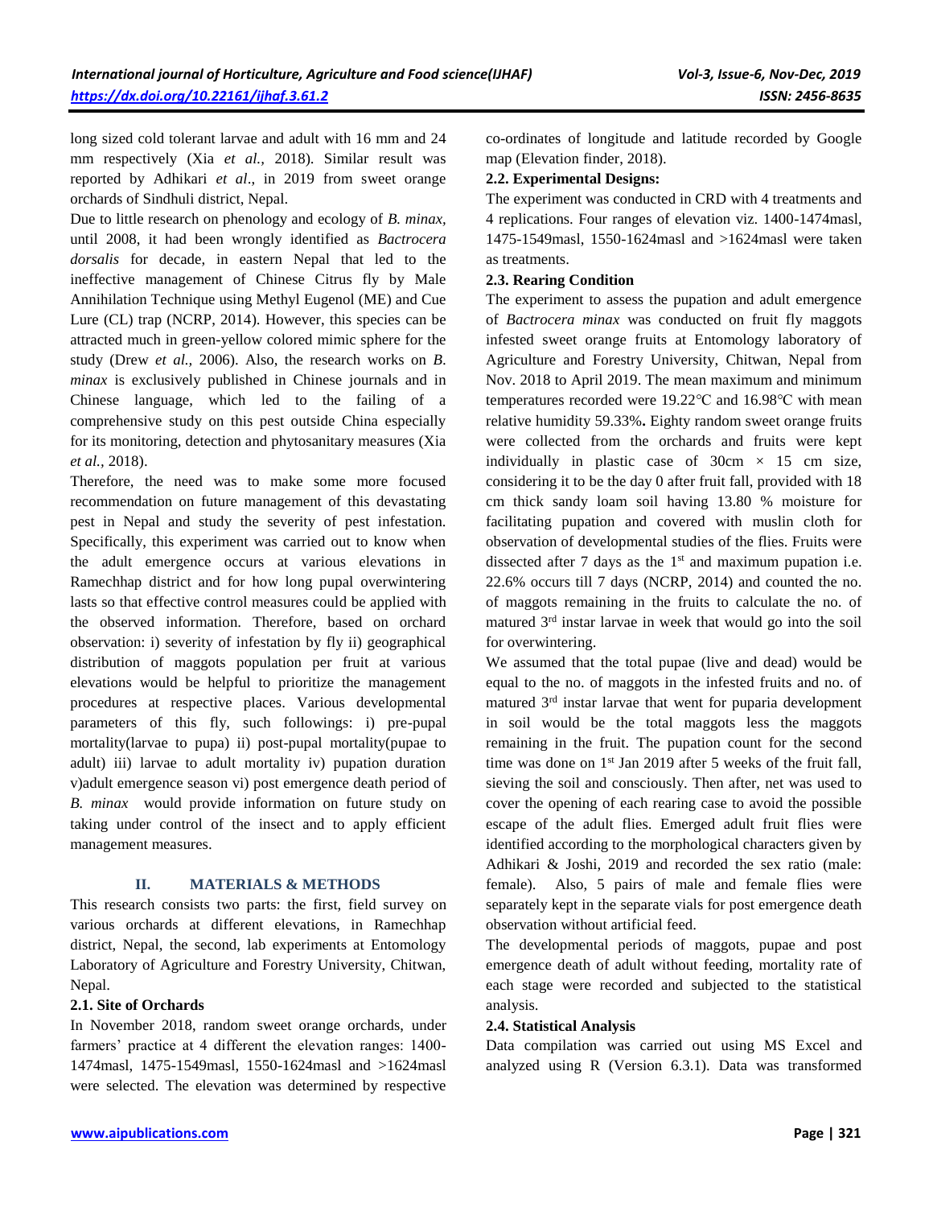long sized cold tolerant larvae and adult with 16 mm and 24 mm respectively (Xia *et al.,* 2018). Similar result was reported by Adhikari *et al*., in 2019 from sweet orange orchards of Sindhuli district, Nepal.

Due to little research on phenology and ecology of *B. minax,* until 2008, it had been wrongly identified as *Bactrocera dorsalis* for decade, in eastern Nepal that led to the ineffective management of Chinese Citrus fly by Male Annihilation Technique using Methyl Eugenol (ME) and Cue Lure (CL) trap (NCRP, 2014). However, this species can be attracted much in green-yellow colored mimic sphere for the study (Drew *et al.,* 2006). Also, the research works on *B. minax* is exclusively published in Chinese journals and in Chinese language, which led to the failing of a comprehensive study on this pest outside China especially for its monitoring, detection and phytosanitary measures (Xia *et al.,* 2018).

Therefore, the need was to make some more focused recommendation on future management of this devastating pest in Nepal and study the severity of pest infestation. Specifically, this experiment was carried out to know when the adult emergence occurs at various elevations in Ramechhap district and for how long pupal overwintering lasts so that effective control measures could be applied with the observed information. Therefore, based on orchard observation: i) severity of infestation by fly ii) geographical distribution of maggots population per fruit at various elevations would be helpful to prioritize the management procedures at respective places. Various developmental parameters of this fly, such followings: i) pre-pupal mortality(larvae to pupa) ii) post-pupal mortality(pupae to adult) iii) larvae to adult mortality iv) pupation duration v)adult emergence season vi) post emergence death period of *B. minax* would provide information on future study on taking under control of the insect and to apply efficient management measures.

## II. MATERIALS & METHODS

This research consists two parts: the first, field survey on various orchards at different elevations, in Ramechhap district, Nepal, the second, lab experiments at Entomology Laboratory of Agriculture and Forestry University, Chitwan, Nepal.

### 2.1. Site of Orchards

In November 2018, random sweet orange orchards, under farmers' practice at 4 different the elevation ranges: 1400-1474masl, 1475-1549masl, 1550-1624masl and >1624masl were selected. The elevation was determined by respective co-ordinates of longitude and latitude recorded by Google map (Elevation finder, 2018).

### 2.2. Experimental Designs:

The experiment was conducted in CRD with 4 treatments and 4 replications. Four ranges of elevation viz. 1400-1474masl, 1475-1549masl, 1550-1624masl and >1624masl were taken as treatments.

### 2.3. Rearing Condition

The experiment to assess the pupation and adult emergence of *Bactrocera minax* was conducted on fruit fly maggots infested sweet orange fruits at Entomology laboratory of Agriculture and Forestry University, Chitwan, Nepal from Nov. 2018 to April 2019. The mean maximum and minimum temperatures recorded were 19.22℃ and 16.98℃ with mean relative humidity 59.33%**.** Eighty random sweet orange fruits were collected from the orchards and fruits were kept individually in plastic case of 30cm × 15 cm size, considering it to be the day 0 after fruit fall, provided with 18 cm thick sandy loam soil having 13.80 % moisture for facilitating pupation and covered with muslin cloth for observation of developmental studies of the flies. Fruits were dissected after 7 days as the 1st and maximum pupation i.e. 22.6% occurs till 7 days (NCRP, 2014) and counted the no. of maggots remaining in the fruits to calculate the no. of matured 3rd instar larvae in week that would go into the soil for overwintering.

We assumed that the total pupae (live and dead) would be equal to the no. of maggots in the infested fruits and no. of matured 3rd instar larvae that went for puparia development in soil would be the total maggots less the maggots remaining in the fruit. The pupation count for the second time was done on 1st Jan 2019 after 5 weeks of the fruit fall, sieving the soil and consciously. Then after, net was used to cover the opening of each rearing case to avoid the possible escape of the adult flies. Emerged adult fruit flies were identified according to the morphological characters given by Adhikari & Joshi, 2019 and recorded the sex ratio (male: female). Also, 5 pairs of male and female flies were separately kept in the separate vials for post emergence death observation without artificial feed.

The developmental periods of maggots, pupae and post emergence death of adult without feeding, mortality rate of each stage were recorded and subjected to the statistical analysis.

### 2.4. Statistical Analysis

Data compilation was carried out using MS Excel and analyzed using R (Version 6.3.1). Data was transformed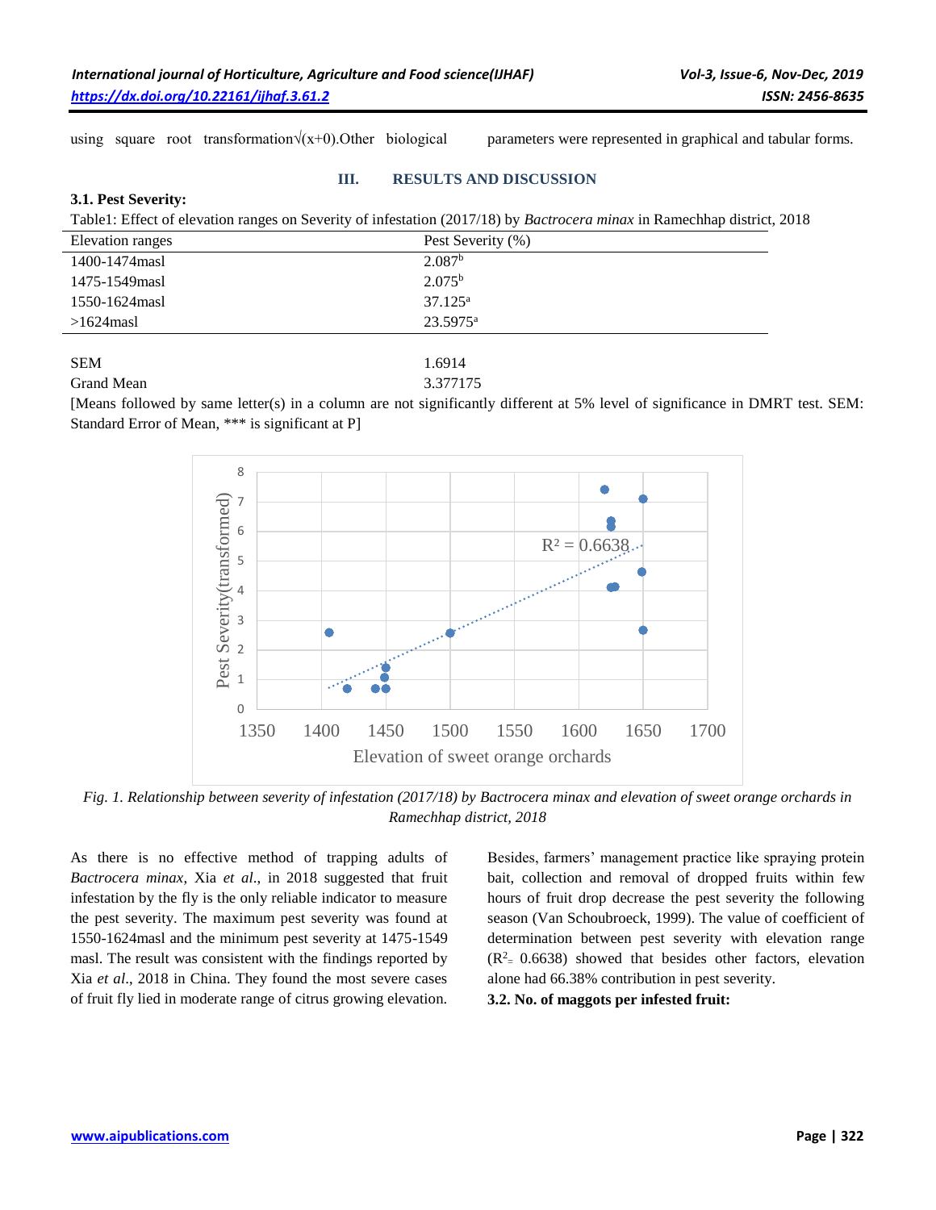using square root transformation√(x+0).Other biological parameters were represented in graphical and tabular forms.

## III. RESULTS AND DISCUSSION

### 3.1. Pest Severity:

Table1: Effect of elevation ranges on Severity of infestation (2017/18) by *Bactrocera minax* in Ramechhap district, 2018

| Elevation ranges | Pest Severity (%) |
|---|---|
| 1400-1474masl | 2.087[b] |
| 1475-1549masl | 2.075[b] |
| 1550-1624masl | 37.125[a] |
| >1624masl | 23.5975[a] |
| SEM | 1.6914 |
| Grand Mean | 3.377175 |

[Means followed by same letter(s) in a column are not significantly different at 5% level of significance in DMRT test. SEM: Standard Error of Mean, *** is significant at P]

*Fig. 1. Relationship between severity of infestation (2017/18) by Bactrocera minax and elevation of sweet orange orchards in Ramechhap district, 2018*

As there is no effective method of trapping adults of *Bactrocera minax*, Xia *et al*., in 2018 suggested that fruit infestation by the fly is the only reliable indicator to measure the pest severity. The maximum pest severity was found at 1550-1624masl and the minimum pest severity at 1475-1549 masl. The result was consistent with the findings reported by Xia *et al*., 2018 in China. They found the most severe cases of fruit fly lied in moderate range of citrus growing elevation. Besides, farmers' management practice like spraying protein bait, collection and removal of dropped fruits within few hours of fruit drop decrease the pest severity the following season (Van Schoubroeck, 1999). The value of coefficient of determination between pest severity with elevation range ($R^2 = 0.6638$) showed that besides other factors, elevation alone had 66.38% contribution in pest severity.

### 3.2. No. of maggots per infested fruit: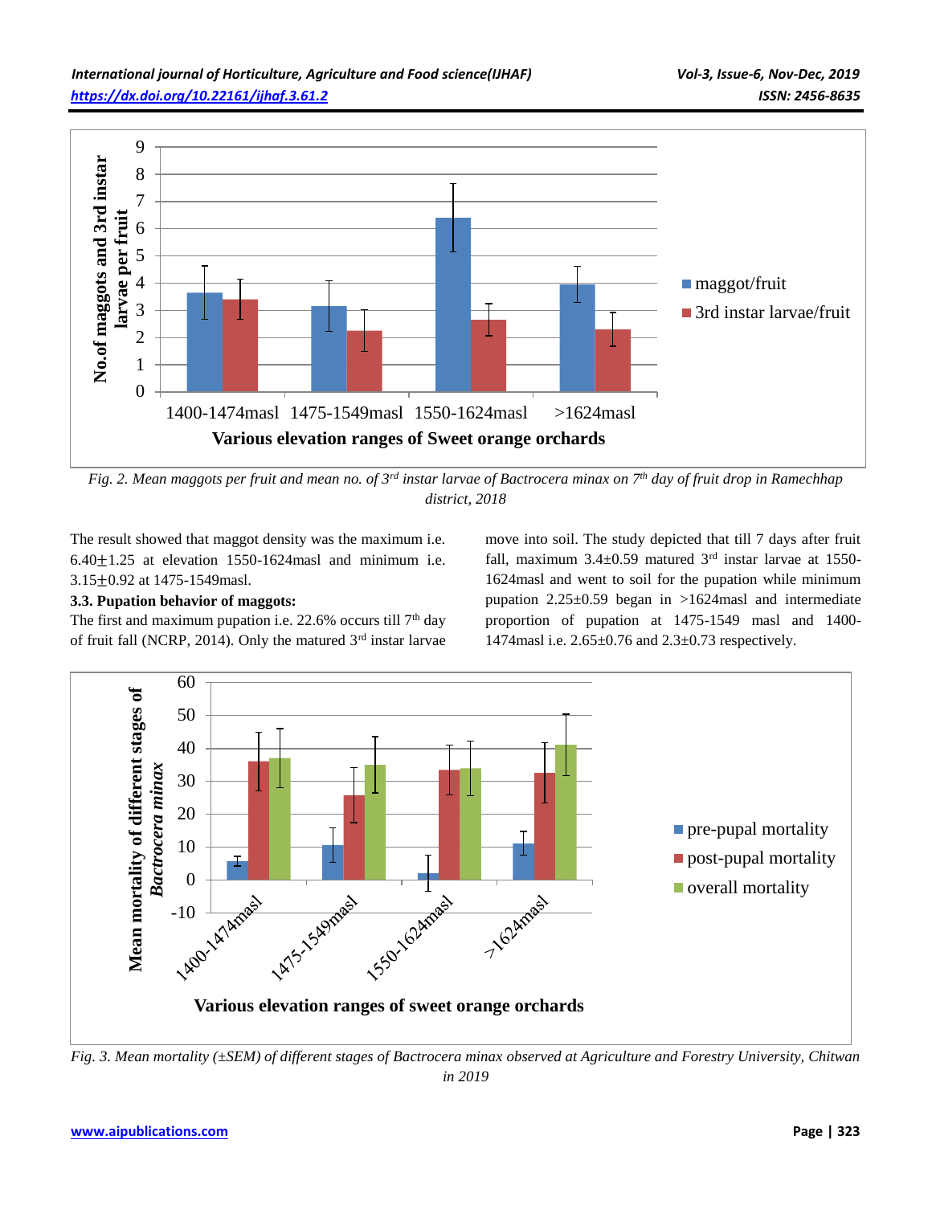Fig. 2. Mean maggots per fruit and mean no. of 3[rd] instar larvae of Bactrocera minax on 7[th] day of fruit drop in Ramechhap district, 2018

The result showed that maggot density was the maximum i.e. 6.40±1.25 at elevation 1550-1624masl and minimum i.e. 3.15±0.92 at 1475-1549masl.

### 3.3. Pupation behavior of maggots:

The first and maximum pupation i.e. 22.6% occurs till 7[th] day of fruit fall (NCRP, 2014). Only the matured 3[rd] instar larvae move into soil. The study depicted that till 7 days after fruit fall, maximum 3.4±0.59 matured 3[rd] instar larvae at 1550-1624masl and went to soil for the pupation while minimum pupation 2.25±0.59 began in >1624masl and intermediate proportion of pupation at 1475-1549 masl and 1400-1474masl i.e. 2.65±0.76 and 2.3±0.73 respectively.

Fig. 3. Mean mortality (±SEM) of different stages of Bactrocera minax observed at Agriculture and Forestry University, Chitwan in 2019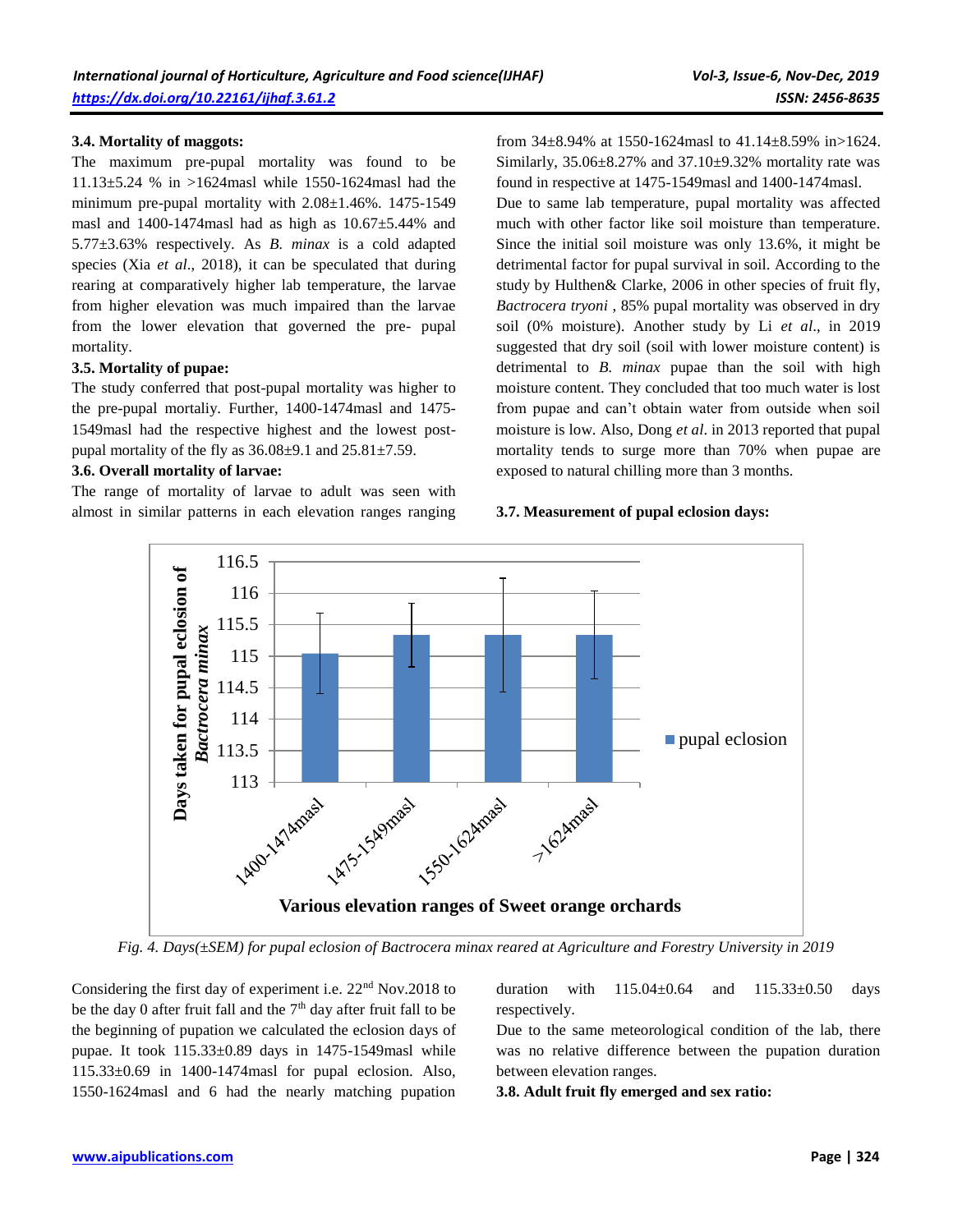### 3.4. Mortality of maggots:

The maximum pre-pupal mortality was found to be 11.13±5.24 % in >1624masl while 1550-1624masl had the minimum pre-pupal mortality with 2.08±1.46%. 1475-1549 masl and 1400-1474masl had as high as 10.67±5.44% and 5.77±3.63% respectively. As *B. minax* is a cold adapted species (Xia *et al*., 2018), it can be speculated that during rearing at comparatively higher lab temperature, the larvae from higher elevation was much impaired than the larvae from the lower elevation that governed the pre- pupal mortality.

### 3.5. Mortality of pupae:

The study conferred that post-pupal mortality was higher to the pre-pupal mortaliy. Further, 1400-1474masl and 1475-1549masl had the respective highest and the lowest post-pupal mortality of the fly as 36.08±9.1 and 25.81±7.59.

### 3.6. Overall mortality of larvae:

The range of mortality of larvae to adult was seen with almost in similar patterns in each elevation ranges ranging from 34±8.94% at 1550-1624masl to 41.14±8.59% in>1624. Similarly, 35.06±8.27% and 37.10±9.32% mortality rate was found in respective at 1475-1549masl and 1400-1474masl.

Due to same lab temperature, pupal mortality was affected much with other factor like soil moisture than temperature. Since the initial soil moisture was only 13.6%, it might be detrimental factor for pupal survival in soil. According to the study by Hulthen& Clarke, 2006 in other species of fruit fly, *Bactrocera tryoni* , 85% pupal mortality was observed in dry soil (0% moisture). Another study by Li *et al*., in 2019 suggested that dry soil (soil with lower moisture content) is detrimental to *B. minax* pupae than the soil with high moisture content. They concluded that too much water is lost from pupae and can't obtain water from outside when soil moisture is low. Also, Dong *et al*. in 2013 reported that pupal mortality tends to surge more than 70% when pupae are exposed to natural chilling more than 3 months.

### 3.7. Measurement of pupal eclosion days:

*Fig. 4. Days(±SEM) for pupal eclosion of Bactrocera minax reared at Agriculture and Forestry University in 2019*

Considering the first day of experiment i.e. 22nd Nov.2018 to be the day 0 after fruit fall and the 7th day after fruit fall to be the beginning of pupation we calculated the eclosion days of pupae. It took 115.33±0.89 days in 1475-1549masl while 115.33±0.69 in 1400-1474masl for pupal eclosion. Also, 1550-1624masl and 6 had the nearly matching pupation duration with 115.04±0.64 and 115.33±0.50 days respectively.

Due to the same meteorological condition of the lab, there was no relative difference between the pupation duration between elevation ranges.

### 3.8. Adult fruit fly emerged and sex ratio: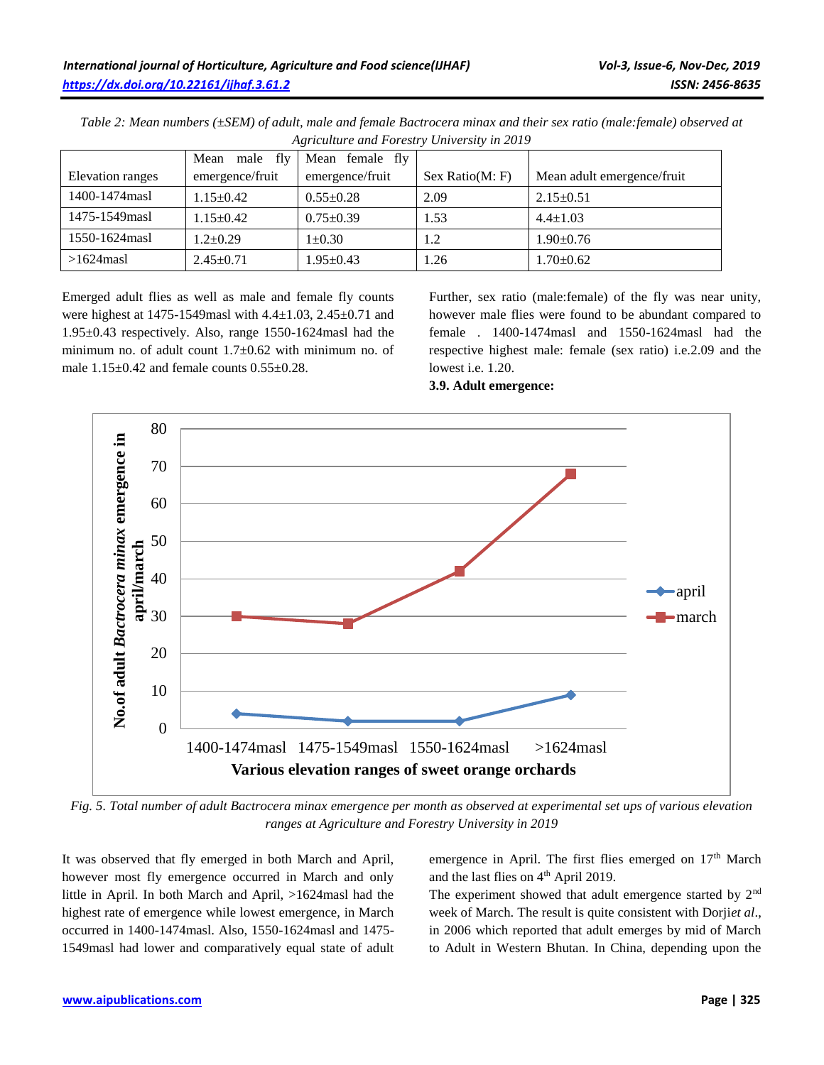*Table 2: Mean numbers (±SEM) of adult, male and female Bactrocera minax and their sex ratio (male:female) observed at Agriculture and Forestry University in 2019*

| Elevation ranges | Mean male fly emergence/fruit | Mean female fly emergence/fruit | Sex Ratio(M: F) | Mean adult emergence/fruit |
|---|---|---|---|---|
| 1400-1474masl | 1.15±0.42 | 0.55±0.28 | 2.09 | 2.15±0.51 |
| 1475-1549masl | 1.15±0.42 | 0.75±0.39 | 1.53 | 4.4±1.03 |
| 1550-1624masl | 1.2±0.29 | 1±0.30 | 1.2 | 1.90±0.76 |
| >1624masl | 2.45±0.71 | 1.95±0.43 | 1.26 | 1.70±0.62 |

Emerged adult flies as well as male and female fly counts were highest at 1475-1549masl with 4.4±1.03, 2.45±0.71 and 1.95±0.43 respectively. Also, range 1550-1624masl had the minimum no. of adult count 1.7±0.62 with minimum no. of male 1.15±0.42 and female counts 0.55±0.28.

Further, sex ratio (male:female) of the fly was near unity, however male flies were found to be abundant compared to female . 1400-1474masl and 1550-1624masl had the respective highest male: female (sex ratio) i.e.2.09 and the lowest i.e. 1.20.

**3.9. Adult emergence:**

*Fig. 5. Total number of adult Bactrocera minax emergence per month as observed at experimental set ups of various elevation ranges at Agriculture and Forestry University in 2019*

It was observed that fly emerged in both March and April, however most fly emergence occurred in March and only little in April. In both March and April, >1624masl had the highest rate of emergence while lowest emergence, in March occurred in 1400-1474masl. Also, 1550-1624masl and 1475-1549masl had lower and comparatively equal state of adult emergence in April. The first flies emerged on 17th March and the last flies on 4th April 2019.

The experiment showed that adult emergence started by 2nd week of March. The result is quite consistent with Dorji*et al*., in 2006 which reported that adult emerges by mid of March to Adult in Western Bhutan. In China, depending upon the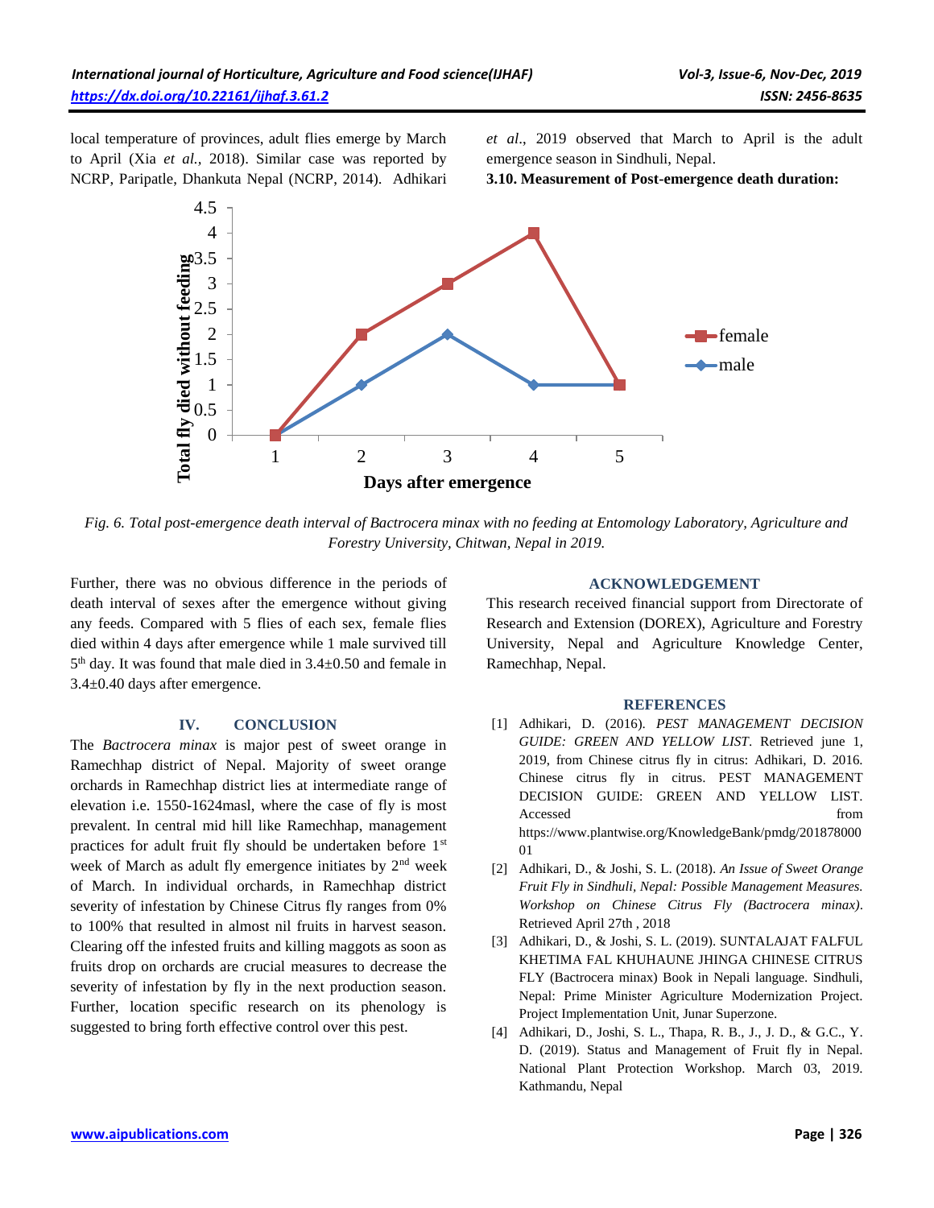local temperature of provinces, adult flies emerge by March to April (Xia *et al.,* 2018). Similar case was reported by NCRP, Paripatle, Dhankuta Nepal (NCRP, 2014). Adhikari *et al*., 2019 observed that March to April is the adult emergence season in Sindhuli, Nepal.

**3.10. Measurement of Post-emergence death duration:**

*Fig. 6. Total post-emergence death interval of Bactrocera minax with no feeding at Entomology Laboratory, Agriculture and Forestry University, Chitwan, Nepal in 2019.*

Further, there was no obvious difference in the periods of death interval of sexes after the emergence without giving any feeds. Compared with 5 flies of each sex, female flies died within 4 days after emergence while 1 male survived till 5[th] day. It was found that male died in 3.4±0.50 and female in 3.4±0.40 days after emergence.

## IV. CONCLUSION

The *Bactrocera minax* is major pest of sweet orange in Ramechhap district of Nepal. Majority of sweet orange orchards in Ramechhap district lies at intermediate range of elevation i.e. 1550-1624masl, where the case of fly is most prevalent. In central mid hill like Ramechhap, management practices for adult fruit fly should be undertaken before 1[st] week of March as adult fly emergence initiates by 2[nd] week of March. In individual orchards, in Ramechhap district severity of infestation by Chinese Citrus fly ranges from 0% to 100% that resulted in almost nil fruits in harvest season. Clearing off the infested fruits and killing maggots as soon as fruits drop on orchards are crucial measures to decrease the severity of infestation by fly in the next production season. Further, location specific research on its phenology is suggested to bring forth effective control over this pest.

## ACKNOWLEDGEMENT

This research received financial support from Directorate of Research and Extension (DOREX), Agriculture and Forestry University, Nepal and Agriculture Knowledge Center, Ramechhap, Nepal.

## REFERENCES

[1] Adhikari, D. (2016). *PEST MANAGEMENT DECISION GUIDE: GREEN AND YELLOW LIST*. Retrieved june 1, 2019, from Chinese citrus fly in citrus: Adhikari, D. 2016. Chinese citrus fly in citrus. PEST MANAGEMENT DECISION GUIDE: GREEN AND YELLOW LIST. Accessed from https://www.plantwise.org/KnowledgeBank/pmdg/20187800001

[2] Adhikari, D., & Joshi, S. L. (2018). *An Issue of Sweet Orange Fruit Fly in Sindhuli, Nepal: Possible Management Measures. Workshop on Chinese Citrus Fly (Bactrocera minax)*. Retrieved April 27th , 2018

[3] Adhikari, D., & Joshi, S. L. (2019). SUNTALAJAT FALFUL KHETIMA FAL KHUHAUNE JHINGA CHINESE CITRUS FLY (Bactrocera minax) Book in Nepali language. Sindhuli, Nepal: Prime Minister Agriculture Modernization Project. Project Implementation Unit, Junar Superzone.

[4] Adhikari, D., Joshi, S. L., Thapa, R. B., J., J. D., & G.C., Y. D. (2019). Status and Management of Fruit fly in Nepal. National Plant Protection Workshop. March 03, 2019. Kathmandu, Nepal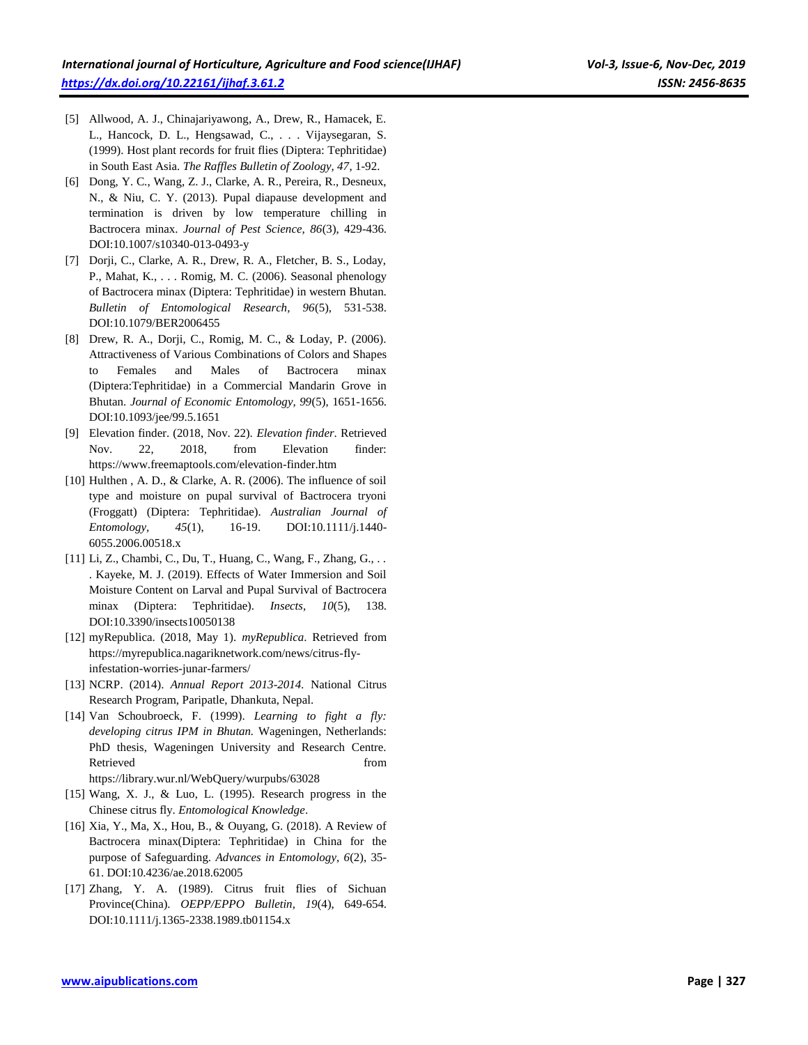[5] Allwood, A. J., Chinajariyawong, A., Drew, R., Hamacek, E. L., Hancock, D. L., Hengsawad, C., . . . Vijaysegaran, S. (1999). Host plant records for fruit flies (Diptera: Tephritidae) in South East Asia. *The Raffles Bulletin of Zoology, 47*, 1-92.

[6] Dong, Y. C., Wang, Z. J., Clarke, A. R., Pereira, R., Desneux, N., & Niu, C. Y. (2013). Pupal diapause development and termination is driven by low temperature chilling in Bactrocera minax. *Journal of Pest Science, 86*(3), 429-436. DOI:10.1007/s10340-013-0493-y

[7] Dorji, C., Clarke, A. R., Drew, R. A., Fletcher, B. S., Loday, P., Mahat, K., . . . Romig, M. C. (2006). Seasonal phenology of Bactrocera minax (Diptera: Tephritidae) in western Bhutan. *Bulletin of Entomological Research, 96*(5), 531-538. DOI:10.1079/BER2006455

[8] Drew, R. A., Dorji, C., Romig, M. C., & Loday, P. (2006). Attractiveness of Various Combinations of Colors and Shapes to Females and Males of Bactrocera minax (Diptera:Tephritidae) in a Commercial Mandarin Grove in Bhutan. *Journal of Economic Entomology, 99*(5), 1651-1656. DOI:10.1093/jee/99.5.1651

[9] Elevation finder. (2018, Nov. 22). *Elevation finder*. Retrieved Nov. 22, 2018, from Elevation finder: https://www.freemaptools.com/elevation-finder.htm

[10] Hulthen , A. D., & Clarke, A. R. (2006). The influence of soil type and moisture on pupal survival of Bactrocera tryoni (Froggatt) (Diptera: Tephritidae). *Australian Journal of Entomology, 45*(1), 16-19. DOI:10.1111/j.1440-6055.2006.00518.x

[11] Li, Z., Chambi, C., Du, T., Huang, C., Wang, F., Zhang, G., . . . Kayeke, M. J. (2019). Effects of Water Immersion and Soil Moisture Content on Larval and Pupal Survival of Bactrocera minax (Diptera: Tephritidae). *Insects, 10*(5), 138. DOI:10.3390/insects10050138

[12] myRepublica. (2018, May 1). *myRepublica*. Retrieved from https://myrepublica.nagariknetwork.com/news/citrus-fly-infestation-worries-junar-farmers/

[13] NCRP. (2014). *Annual Report 2013-2014*. National Citrus Research Program, Paripatle, Dhankuta, Nepal.

[14] Van Schoubroeck, F. (1999). *Learning to fight a fly: developing citrus IPM in Bhutan.* Wageningen, Netherlands: PhD thesis, Wageningen University and Research Centre. Retrieved from https://library.wur.nl/WebQuery/wurpubs/63028

[15] Wang, X. J., & Luo, L. (1995). Research progress in the Chinese citrus fly. *Entomological Knowledge*.

[16] Xia, Y., Ma, X., Hou, B., & Ouyang, G. (2018). A Review of Bactrocera minax(Diptera: Tephritidae) in China for the purpose of Safeguarding. *Advances in Entomology, 6*(2), 35-61. DOI:10.4236/ae.2018.62005

[17] Zhang, Y. A. (1989). Citrus fruit flies of Sichuan Province(China). *OEPP/EPPO Bulletin, 19*(4), 649-654. DOI:10.1111/j.1365-2338.1989.tb01154.x